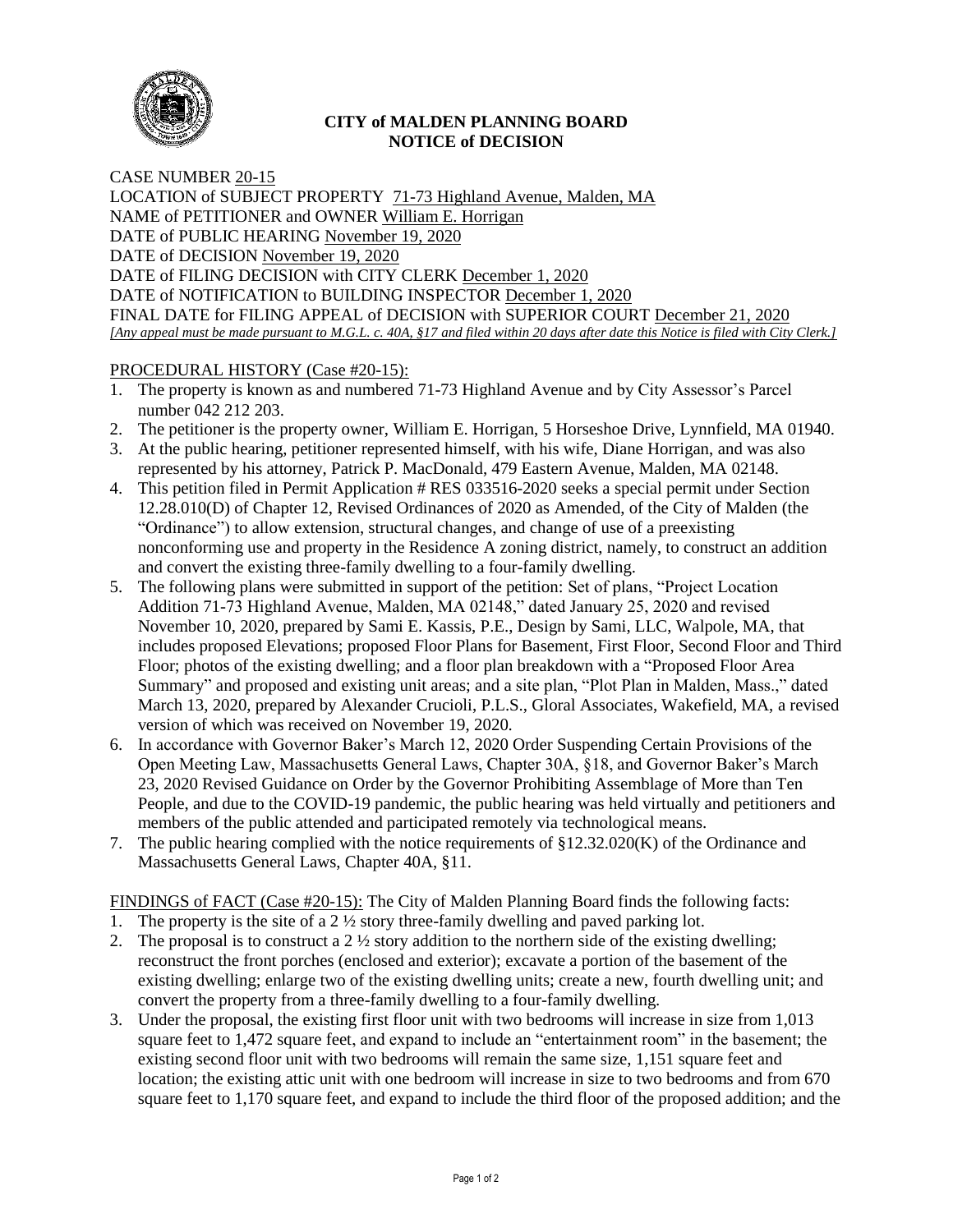# CITY of MALDEN PLANNING BOARD
# NOTICE of DECISION

CASE NUMBER 20-15
LOCATION of SUBJECT PROPERTY 71-73 Highland Avenue, Malden, MA
NAME of PETITIONER and OWNER William E. Horrigan
DATE of PUBLIC HEARING November 19, 2020
DATE of DECISION November 19, 2020
DATE of FILING DECISION with CITY CLERK December 1, 2020
DATE of NOTIFICATION to BUILDING INSPECTOR December 1, 2020
FINAL DATE for FILING APPEAL of DECISION with SUPERIOR COURT December 21, 2020
*[Any appeal must be made pursuant to M.G.L. c. 40A, §17 and filed within 20 days after date this Notice is filed with City Clerk.]*

PROCEDURAL HISTORY (Case #20-15):

1. The property is known as and numbered 71-73 Highland Avenue and by City Assessor's Parcel number 042 212 203.
2. The petitioner is the property owner, William E. Horrigan, 5 Horseshoe Drive, Lynnfield, MA 01940.
3. At the public hearing, petitioner represented himself, with his wife, Diane Horrigan, and was also represented by his attorney, Patrick P. MacDonald, 479 Eastern Avenue, Malden, MA 02148.
4. This petition filed in Permit Application # RES 033516-2020 seeks a special permit under Section 12.28.010(D) of Chapter 12, Revised Ordinances of 2020 as Amended, of the City of Malden (the "Ordinance") to allow extension, structural changes, and change of use of a preexisting nonconforming use and property in the Residence A zoning district, namely, to construct an addition and convert the existing three-family dwelling to a four-family dwelling.
5. The following plans were submitted in support of the petition: Set of plans, "Project Location Addition 71-73 Highland Avenue, Malden, MA 02148," dated January 25, 2020 and revised November 10, 2020, prepared by Sami E. Kassis, P.E., Design by Sami, LLC, Walpole, MA, that includes proposed Elevations; proposed Floor Plans for Basement, First Floor, Second Floor and Third Floor; photos of the existing dwelling; and a floor plan breakdown with a "Proposed Floor Area Summary" and proposed and existing unit areas; and a site plan, "Plot Plan in Malden, Mass.," dated March 13, 2020, prepared by Alexander Crucioli, P.L.S., Gloral Associates, Wakefield, MA, a revised version of which was received on November 19, 2020.
6. In accordance with Governor Baker's March 12, 2020 Order Suspending Certain Provisions of the Open Meeting Law, Massachusetts General Laws, Chapter 30A, §18, and Governor Baker's March 23, 2020 Revised Guidance on Order by the Governor Prohibiting Assemblage of More than Ten People, and due to the COVID-19 pandemic, the public hearing was held virtually and petitioners and members of the public attended and participated remotely via technological means.
7. The public hearing complied with the notice requirements of §12.32.020(K) of the Ordinance and Massachusetts General Laws, Chapter 40A, §11.

FINDINGS of FACT (Case #20-15): The City of Malden Planning Board finds the following facts:

1. The property is the site of a 2 ½ story three-family dwelling and paved parking lot.
2. The proposal is to construct a 2 ½ story addition to the northern side of the existing dwelling; reconstruct the front porches (enclosed and exterior); excavate a portion of the basement of the existing dwelling; enlarge two of the existing dwelling units; create a new, fourth dwelling unit; and convert the property from a three-family dwelling to a four-family dwelling.
3. Under the proposal, the existing first floor unit with two bedrooms will increase in size from 1,013 square feet to 1,472 square feet, and expand to include an "entertainment room" in the basement; the existing second floor unit with two bedrooms will remain the same size, 1,151 square feet and location; the existing attic unit with one bedroom will increase in size to two bedrooms and from 670 square feet to 1,170 square feet, and expand to include the third floor of the proposed addition; and the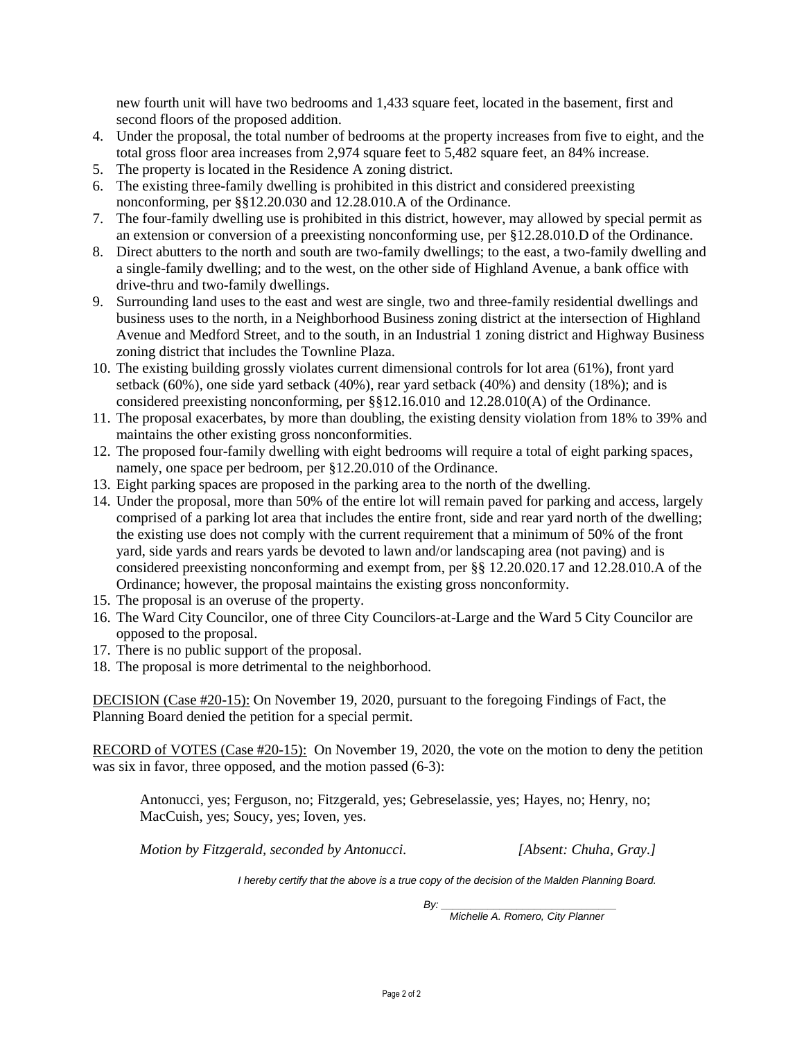new fourth unit will have two bedrooms and 1,433 square feet, located in the basement, first and second floors of the proposed addition.

4. Under the proposal, the total number of bedrooms at the property increases from five to eight, and the total gross floor area increases from 2,974 square feet to 5,482 square feet, an 84% increase.
5. The property is located in the Residence A zoning district.
6. The existing three-family dwelling is prohibited in this district and considered preexisting nonconforming, per §§12.20.030 and 12.28.010.A of the Ordinance.
7. The four-family dwelling use is prohibited in this district, however, may allowed by special permit as an extension or conversion of a preexisting nonconforming use, per §12.28.010.D of the Ordinance.
8. Direct abutters to the north and south are two-family dwellings; to the east, a two-family dwelling and a single-family dwelling; and to the west, on the other side of Highland Avenue, a bank office with drive-thru and two-family dwellings.
9. Surrounding land uses to the east and west are single, two and three-family residential dwellings and business uses to the north, in a Neighborhood Business zoning district at the intersection of Highland Avenue and Medford Street, and to the south, in an Industrial 1 zoning district and Highway Business zoning district that includes the Townline Plaza.
10. The existing building grossly violates current dimensional controls for lot area (61%), front yard setback (60%), one side yard setback (40%), rear yard setback (40%) and density (18%); and is considered preexisting nonconforming, per §§12.16.010 and 12.28.010(A) of the Ordinance.
11. The proposal exacerbates, by more than doubling, the existing density violation from 18% to 39% and maintains the other existing gross nonconformities.
12. The proposed four-family dwelling with eight bedrooms will require a total of eight parking spaces, namely, one space per bedroom, per §12.20.010 of the Ordinance.
13. Eight parking spaces are proposed in the parking area to the north of the dwelling.
14. Under the proposal, more than 50% of the entire lot will remain paved for parking and access, largely comprised of a parking lot area that includes the entire front, side and rear yard north of the dwelling; the existing use does not comply with the current requirement that a minimum of 50% of the front yard, side yards and rears yards be devoted to lawn and/or landscaping area (not paving) and is considered preexisting nonconforming and exempt from, per §§ 12.20.020.17 and 12.28.010.A of the Ordinance; however, the proposal maintains the existing gross nonconformity.
15. The proposal is an overuse of the property.
16. The Ward City Councilor, one of three City Councilors-at-Large and the Ward 5 City Councilor are opposed to the proposal.
17. There is no public support of the proposal.
18. The proposal is more detrimental to the neighborhood.

DECISION (Case #20-15): On November 19, 2020, pursuant to the foregoing Findings of Fact, the Planning Board denied the petition for a special permit.

RECORD of VOTES (Case #20-15): On November 19, 2020, the vote on the motion to deny the petition was six in favor, three opposed, and the motion passed (6-3):

Antonucci, yes; Ferguson, no; Fitzgerald, yes; Gebreselassie, yes; Hayes, no; Henry, no; MacCuish, yes; Soucy, yes; Ioven, yes.

*Motion by Fitzgerald, seconded by Antonucci.* *[Absent: Chuha, Gray.]*

*I hereby certify that the above is a true copy of the decision of the Malden Planning Board.*

*By: ______________________________*
*Michelle A. Romero, City Planner*